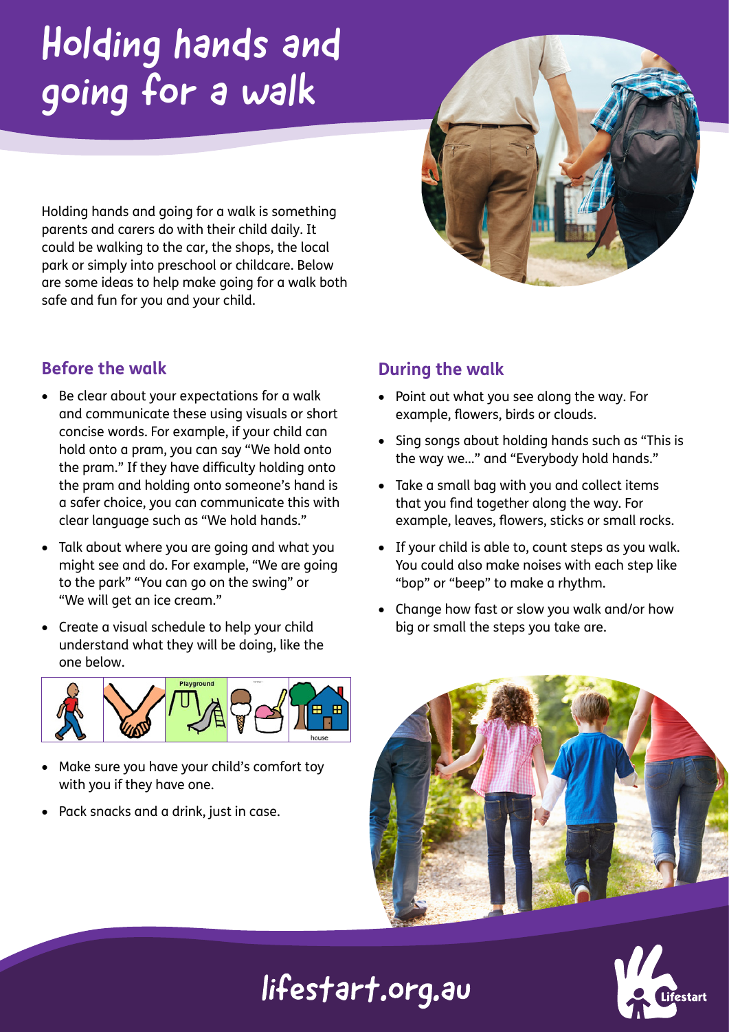# Holding hands and going for a walk

Holding hands and going for a walk is something parents and carers do with their child daily. It could be walking to the car, the shops, the local park or simply into preschool or childcare. Below are some ideas to help make going for a walk both safe and fun for you and your child.

## Before the walk

- Be clear about your expectations for a walk and communicate these using visuals or short concise words. For example, if your child can hold onto a pram, you can say "We hold onto the pram." If they have difficulty holding onto the pram and holding onto someone's hand is a safer choice, you can communicate this with clear language such as "We hold hands."
- Talk about where you are going and what you might see and do. For example, "We are going to the park" "You can go on the swing" or "We will get an ice cream."
- Create a visual schedule to help your child understand what they will be doing, like the one below.

Playground

house

- Make sure you have your child's comfort toy with you if they have one.
- Pack snacks and a drink, just in case.

## During the walk

- Point out what you see along the way. For example, flowers, birds or clouds.
- Sing songs about holding hands such as "This is the way we..." and "Everybody hold hands."
- Take a small bag with you and collect items that you find together along the way. For example, leaves, flowers, sticks or small rocks.
- If your child is able to, count steps as you walk. You could also make noises with each step like "bop" or "beep" to make a rhythm.
- Change how fast or slow you walk and/or how big or small the steps you take are.

lifestart.org.au

Lifestart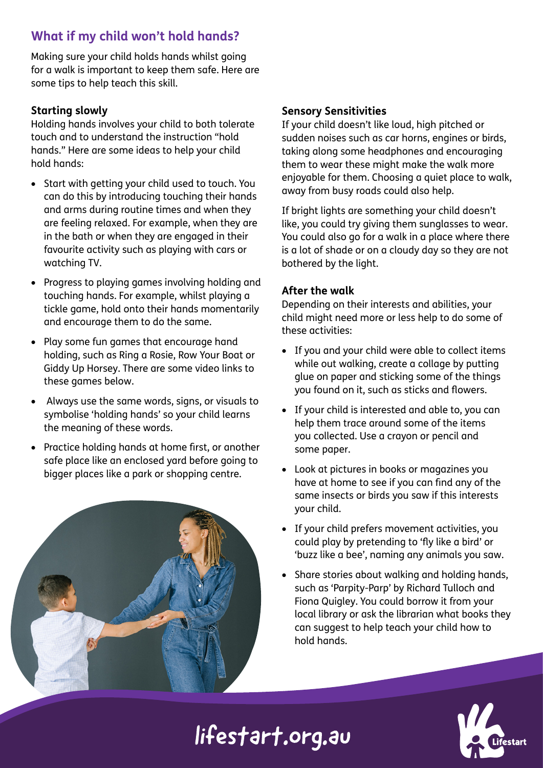## What if my child won't hold hands?

Making sure your child holds hands whilst going for a walk is important to keep them safe. Here are some tips to help teach this skill.

### Starting slowly

Holding hands involves your child to both tolerate touch and to understand the instruction "hold hands." Here are some ideas to help your child hold hands:

- Start with getting your child used to touch. You can do this by introducing touching their hands and arms during routine times and when they are feeling relaxed. For example, when they are in the bath or when they are engaged in their favourite activity such as playing with cars or watching TV.
- Progress to playing games involving holding and touching hands. For example, whilst playing a tickle game, hold onto their hands momentarily and encourage them to do the same.
- Play some fun games that encourage hand holding, such as Ring a Rosie, Row Your Boat or Giddy Up Horsey. There are some video links to these games below.
- Always use the same words, signs, or visuals to symbolise 'holding hands' so your child learns the meaning of these words.
- Practice holding hands at home first, or another safe place like an enclosed yard before going to bigger places like a park or shopping centre.

### Sensory Sensitivities

If your child doesn't like loud, high pitched or sudden noises such as car horns, engines or birds, taking along some headphones and encouraging them to wear these might make the walk more enjoyable for them. Choosing a quiet place to walk, away from busy roads could also help.

If bright lights are something your child doesn't like, you could try giving them sunglasses to wear. You could also go for a walk in a place where there is a lot of shade or on a cloudy day so they are not bothered by the light.

### After the walk

Depending on their interests and abilities, your child might need more or less help to do some of these activities:

- If you and your child were able to collect items while out walking, create a collage by putting glue on paper and sticking some of the things you found on it, such as sticks and flowers.
- If your child is interested and able to, you can help them trace around some of the items you collected. Use a crayon or pencil and some paper.
- Look at pictures in books or magazines you have at home to see if you can find any of the same insects or birds you saw if this interests your child.
- If your child prefers movement activities, you could play by pretending to 'fly like a bird' or 'buzz like a bee', naming any animals you saw.
- Share stories about walking and holding hands, such as 'Parpity-Parp' by Richard Tulloch and Fiona Quigley. You could borrow it from your local library or ask the librarian what books they can suggest to help teach your child how to hold hands.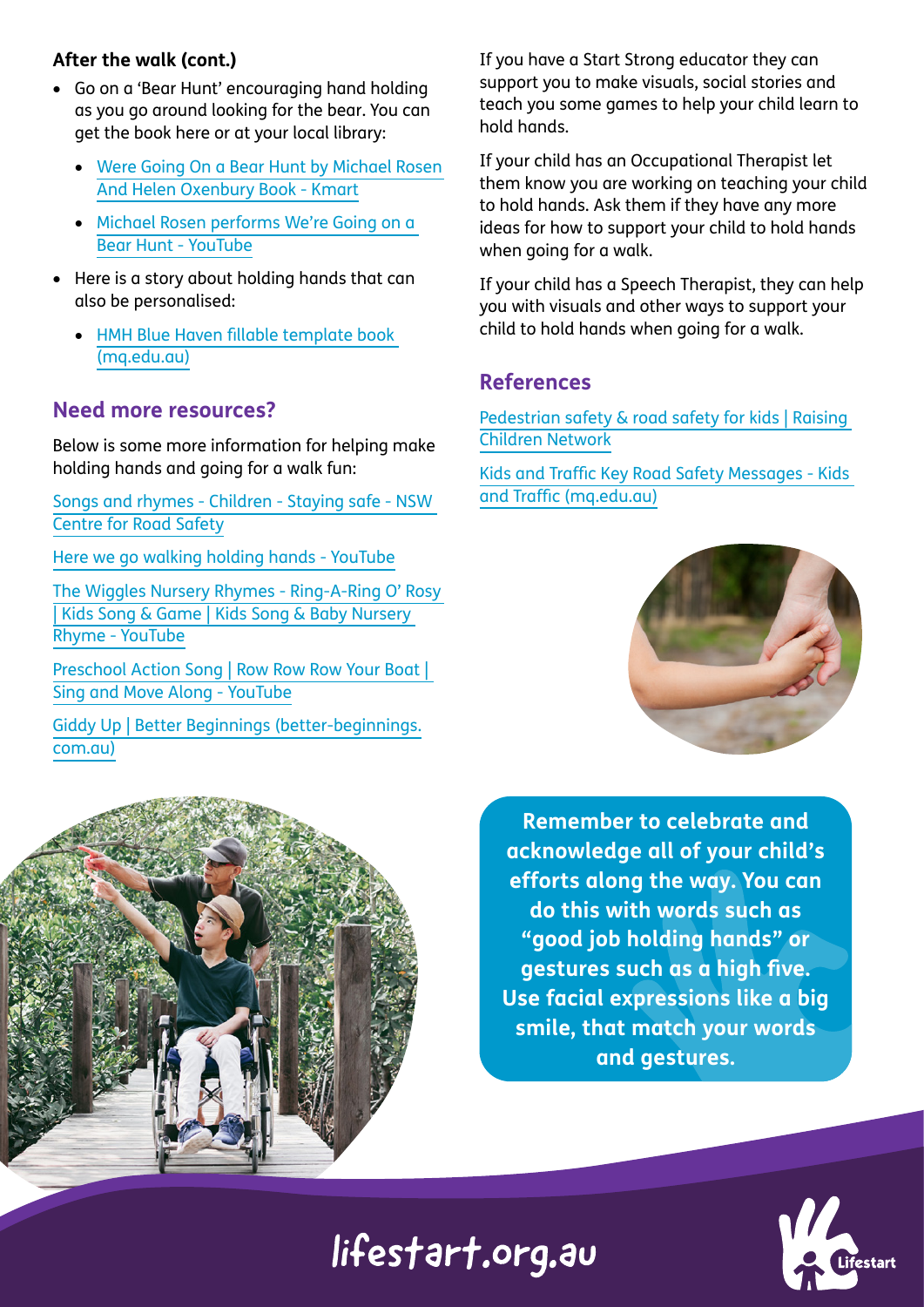**After the walk (cont.)**

- Go on a 'Bear Hunt' encouraging hand holding as you go around looking for the bear. You can get the book here or at your local library:
  - Were Going On a Bear Hunt by Michael Rosen And Helen Oxenbury Book - Kmart
  - Michael Rosen performs We're Going on a Bear Hunt - YouTube
- Here is a story about holding hands that can also be personalised:
  - HMH Blue Haven fillable template book (mq.edu.au)

## Need more resources?

Below is some more information for helping make holding hands and going for a walk fun:

Songs and rhymes - Children - Staying safe - NSW Centre for Road Safety

Here we go walking holding hands - YouTube

The Wiggles Nursery Rhymes - Ring-A-Ring O' Rosy | Kids Song & Game | Kids Song & Baby Nursery Rhyme - YouTube

Preschool Action Song | Row Row Row Your Boat | Sing and Move Along - YouTube

Giddy Up | Better Beginnings (better-beginnings.com.au)

If you have a Start Strong educator they can support you to make visuals, social stories and teach you some games to help your child learn to hold hands.

If your child has an Occupational Therapist let them know you are working on teaching your child to hold hands. Ask them if they have any more ideas for how to support your child to hold hands when going for a walk.

If your child has a Speech Therapist, they can help you with visuals and other ways to support your child to hold hands when going for a walk.

## References

Pedestrian safety & road safety for kids | Raising Children Network

Kids and Traffic Key Road Safety Messages - Kids and Traffic (mq.edu.au)

**Remember to celebrate and acknowledge all of your child's efforts along the way. You can do this with words such as "good job holding hands" or gestures such as a high five. Use facial expressions like a big smile, that match your words and gestures.**

lifestart.org.au